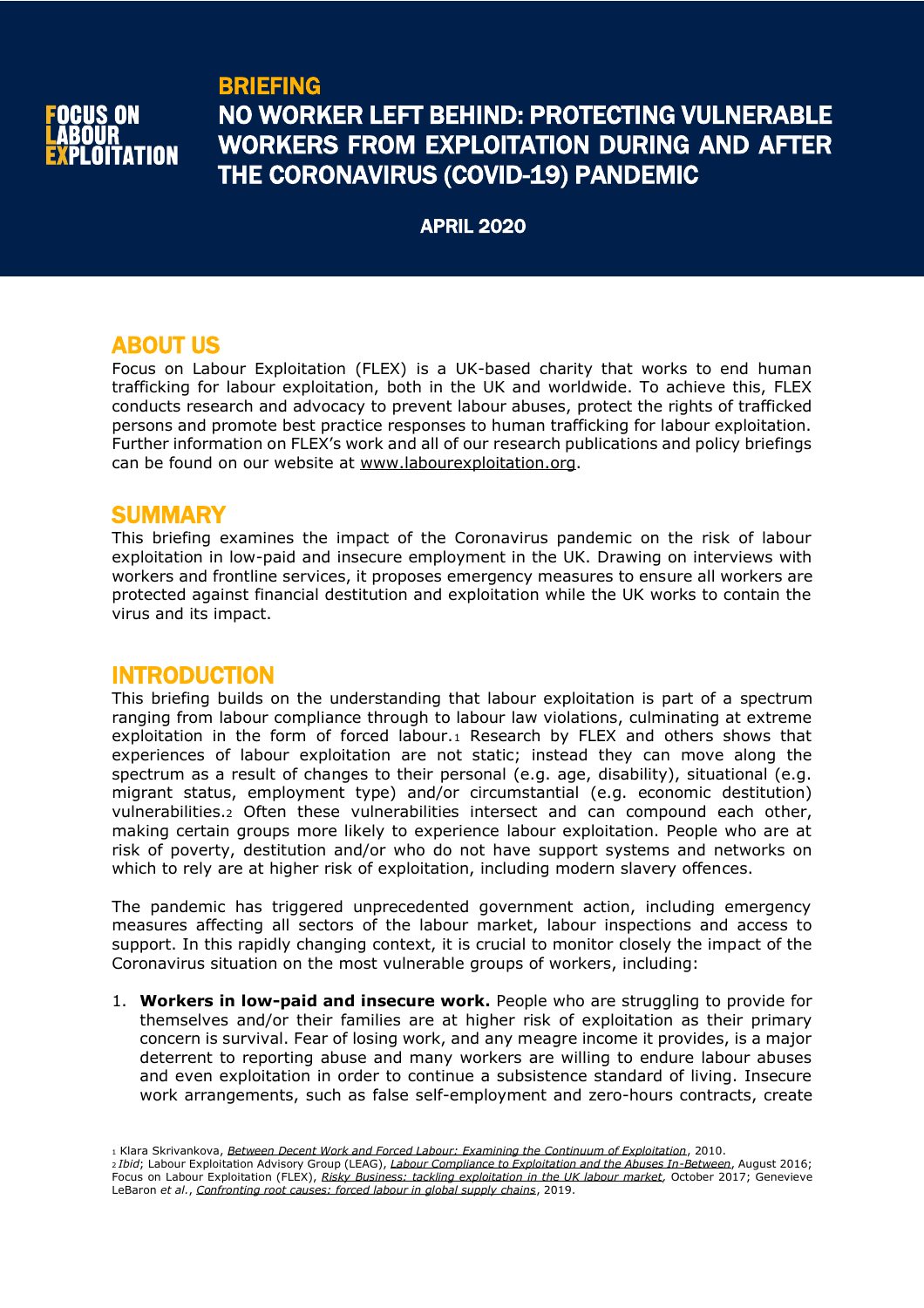FOCUS ON LABOUR EXPLOITATION

# BRIEFING

# NO WORKER LEFT BEHIND: PROTECTING VULNERABLE WORKERS FROM EXPLOITATION DURING AND AFTER THE CORONAVIRUS (COVID-19) PANDEMIC

**APRIL 2020**

## ABOUT US

Focus on Labour Exploitation (FLEX) is a UK-based charity that works to end human trafficking for labour exploitation, both in the UK and worldwide. To achieve this, FLEX conducts research and advocacy to prevent labour abuses, protect the rights of trafficked persons and promote best practice responses to human trafficking for labour exploitation. Further information on FLEX's work and all of our research publications and policy briefings can be found on our website at www.labourexploitation.org.

## SUMMARY

This briefing examines the impact of the Coronavirus pandemic on the risk of labour exploitation in low-paid and insecure employment in the UK. Drawing on interviews with workers and frontline services, it proposes emergency measures to ensure all workers are protected against financial destitution and exploitation while the UK works to contain the virus and its impact.

## INTRODUCTION

This briefing builds on the understanding that labour exploitation is part of a spectrum ranging from labour compliance through to labour law violations, culminating at extreme exploitation in the form of forced labour.[1] Research by FLEX and others shows that experiences of labour exploitation are not static; instead they can move along the spectrum as a result of changes to their personal (e.g. age, disability), situational (e.g. migrant status, employment type) and/or circumstantial (e.g. economic destitution) vulnerabilities.[2] Often these vulnerabilities intersect and can compound each other, making certain groups more likely to experience labour exploitation. People who are at risk of poverty, destitution and/or who do not have support systems and networks on which to rely are at higher risk of exploitation, including modern slavery offences.

The pandemic has triggered unprecedented government action, including emergency measures affecting all sectors of the labour market, labour inspections and access to support. In this rapidly changing context, it is crucial to monitor closely the impact of the Coronavirus situation on the most vulnerable groups of workers, including:

1. **Workers in low-paid and insecure work.** People who are struggling to provide for themselves and/or their families are at higher risk of exploitation as their primary concern is survival. Fear of losing work, and any meagre income it provides, is a major deterrent to reporting abuse and many workers are willing to endure labour abuses and even exploitation in order to continue a subsistence standard of living. Insecure work arrangements, such as false self-employment and zero-hours contracts, create

---

[1] Klara Skrivankova, *Between Decent Work and Forced Labour: Examining the Continuum of Exploitation*, 2010.

[2] *Ibid*; Labour Exploitation Advisory Group (LEAG), *Labour Compliance to Exploitation and the Abuses In-Between*, August 2016; Focus on Labour Exploitation (FLEX), *Risky Business: tackling exploitation in the UK labour market*, October 2017; Genevieve LeBaron *et al.*, *Confronting root causes: forced labour in global supply chains*, 2019.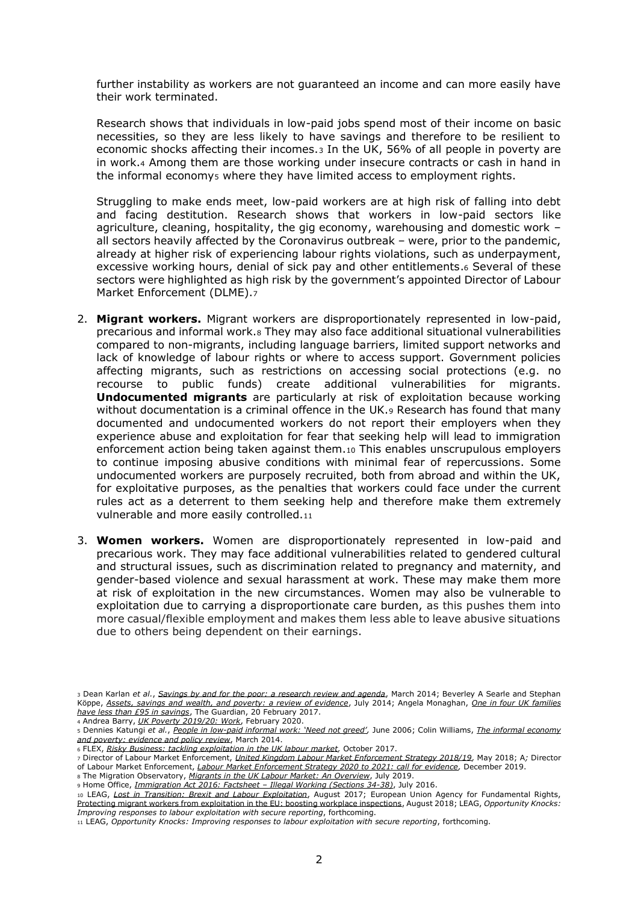further instability as workers are not guaranteed an income and can more easily have their work terminated.

Research shows that individuals in low-paid jobs spend most of their income on basic necessities, so they are less likely to have savings and therefore to be resilient to economic shocks affecting their incomes.[3] In the UK, 56% of all people in poverty are in work.[4] Among them are those working under insecure contracts or cash in hand in the informal economy[5] where they have limited access to employment rights.

Struggling to make ends meet, low-paid workers are at high risk of falling into debt and facing destitution. Research shows that workers in low-paid sectors like agriculture, cleaning, hospitality, the gig economy, warehousing and domestic work – all sectors heavily affected by the Coronavirus outbreak – were, prior to the pandemic, already at higher risk of experiencing labour rights violations, such as underpayment, excessive working hours, denial of sick pay and other entitlements.[6] Several of these sectors were highlighted as high risk by the government's appointed Director of Labour Market Enforcement (DLME).[7]

2. **Migrant workers.** Migrant workers are disproportionately represented in low-paid, precarious and informal work.[8] They may also face additional situational vulnerabilities compared to non-migrants, including language barriers, limited support networks and lack of knowledge of labour rights or where to access support. Government policies affecting migrants, such as restrictions on accessing social protections (e.g. no recourse to public funds) create additional vulnerabilities for migrants. **Undocumented migrants** are particularly at risk of exploitation because working without documentation is a criminal offence in the UK.[9] Research has found that many documented and undocumented workers do not report their employers when they experience abuse and exploitation for fear that seeking help will lead to immigration enforcement action being taken against them.[10] This enables unscrupulous employers to continue imposing abusive conditions with minimal fear of repercussions. Some undocumented workers are purposely recruited, both from abroad and within the UK, for exploitative purposes, as the penalties that workers could face under the current rules act as a deterrent to them seeking help and therefore make them extremely vulnerable and more easily controlled.[11]

3. **Women workers.** Women are disproportionately represented in low-paid and precarious work. They may face additional vulnerabilities related to gendered cultural and structural issues, such as discrimination related to pregnancy and maternity, and gender-based violence and sexual harassment at work. These may make them more at risk of exploitation in the new circumstances. Women may also be vulnerable to exploitation due to carrying a disproportionate care burden, as this pushes them into more casual/flexible employment and makes them less able to leave abusive situations due to others being dependent on their earnings.

---

[3] Dean Karlan *et al.*, *Savings by and for the poor: a research review and agenda*, March 2014; Beverley A Searle and Stephan Köppe, *Assets, savings and wealth, and poverty: a review of evidence*, July 2014; Angela Monaghan, *One in four UK families have less than £95 in savings*, The Guardian, 20 February 2017.

[4] Andrea Barry, *UK Poverty 2019/20: Work*, February 2020.

[5] Dennies Katungi *et al.*, *People in low-paid informal work: 'Need not greed'*, June 2006; Colin Williams, *The informal economy and poverty: evidence and policy review*, March 2014.

[6] FLEX, *Risky Business: tackling exploitation in the UK labour market*, October 2017.

[7] Director of Labour Market Enforcement, *United Kingdom Labour Market Enforcement Strategy 2018/19*, May 2018; A*;* Director of Labour Market Enforcement, *Labour Market Enforcement Strategy 2020 to 2021: call for evidence*, December 2019.

[8] The Migration Observatory, *Migrants in the UK Labour Market: An Overview*, July 2019.

[9] Home Office, *Immigration Act 2016: Factsheet – Illegal Working (Sections 34-38)*, July 2016.

[10] LEAG, *Lost in Transition: Brexit and Labour Exploitation*, August 2017; European Union Agency for Fundamental Rights, Protecting migrant workers from exploitation in the EU: boosting workplace inspections, August 2018; LEAG, *Opportunity Knocks: Improving responses to labour exploitation with secure reporting*, forthcoming.

[11] LEAG, *Opportunity Knocks: Improving responses to labour exploitation with secure reporting*, forthcoming.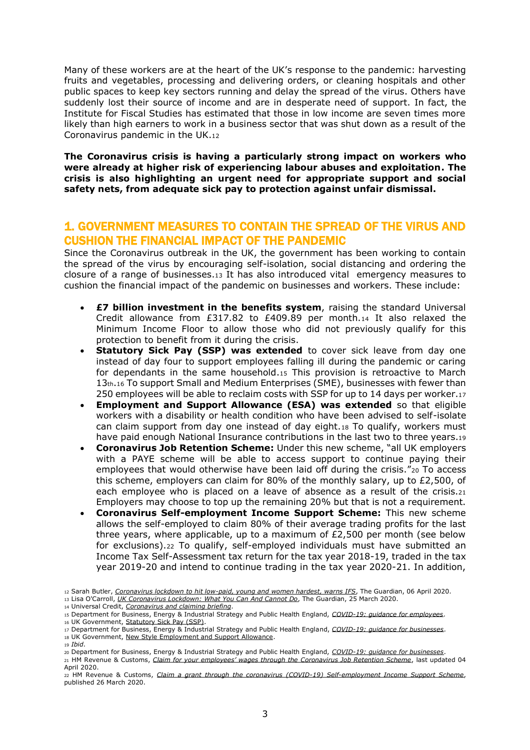Many of these workers are at the heart of the UK's response to the pandemic: harvesting fruits and vegetables, processing and delivering orders, or cleaning hospitals and other public spaces to keep key sectors running and delay the spread of the virus. Others have suddenly lost their source of income and are in desperate need of support. In fact, the Institute for Fiscal Studies has estimated that those in low income are seven times more likely than high earners to work in a business sector that was shut down as a result of the Coronavirus pandemic in the UK.[12]

**The Coronavirus crisis is having a particularly strong impact on workers who were already at higher risk of experiencing labour abuses and exploitation. The crisis is also highlighting an urgent need for appropriate support and social safety nets, from adequate sick pay to protection against unfair dismissal.**

## 1. GOVERNMENT MEASURES TO CONTAIN THE SPREAD OF THE VIRUS AND CUSHION THE FINANCIAL IMPACT OF THE PANDEMIC

Since the Coronavirus outbreak in the UK, the government has been working to contain the spread of the virus by encouraging self-isolation, social distancing and ordering the closure of a range of businesses.[13] It has also introduced vital emergency measures to cushion the financial impact of the pandemic on businesses and workers. These include:

- **£7 billion investment in the benefits system**, raising the standard Universal Credit allowance from £317.82 to £409.89 per month.[14] It also relaxed the Minimum Income Floor to allow those who did not previously qualify for this protection to benefit from it during the crisis.
- **Statutory Sick Pay (SSP) was extended** to cover sick leave from day one instead of day four to support employees falling ill during the pandemic or caring for dependants in the same household.[15] This provision is retroactive to March 13th.[16] To support Small and Medium Enterprises (SME), businesses with fewer than 250 employees will be able to reclaim costs with SSP for up to 14 days per worker.[17]
- **Employment and Support Allowance (ESA) was extended** so that eligible workers with a disability or health condition who have been advised to self-isolate can claim support from day one instead of day eight.[18] To qualify, workers must have paid enough National Insurance contributions in the last two to three years.[19]
- **Coronavirus Job Retention Scheme:** Under this new scheme, "all UK employers with a PAYE scheme will be able to access support to continue paying their employees that would otherwise have been laid off during the crisis."[20] To access this scheme, employers can claim for 80% of the monthly salary, up to £2,500, of each employee who is placed on a leave of absence as a result of the crisis.[21] Employers may choose to top up the remaining 20% but that is not a requirement.
- **Coronavirus Self-employment Income Support Scheme:** This new scheme allows the self-employed to claim 80% of their average trading profits for the last three years, where applicable, up to a maximum of £2,500 per month (see below for exclusions).[22] To qualify, self-employed individuals must have submitted an Income Tax Self-Assessment tax return for the tax year 2018-19, traded in the tax year 2019-20 and intend to continue trading in the tax year 2020-21. In addition,

---

[12] Sarah Butler, *Coronavirus lockdown to hit low-paid, young and women hardest, warns IFS*, The Guardian, 06 April 2020.
[13] Lisa O'Carroll, *UK Coronavirus Lockdown: What You Can And Cannot Do*, The Guardian, 25 March 2020.
[14] Universal Credit, *Coronavirus and claiming briefing*.
[15] Department for Business, Energy & Industrial Strategy and Public Health England, *COVID-19: guidance for employees*.
[16] UK Government, Statutory Sick Pay (SSP).
[17] Department for Business, Energy & Industrial Strategy and Public Health England, *COVID-19: guidance for businesses*.
[18] UK Government, New Style Employment and Support Allowance.
[19] *Ibid*.
[20] Department for Business, Energy & Industrial Strategy and Public Health England, *COVID-19: guidance for businesses*.
[21] HM Revenue & Customs, *Claim for your employees' wages through the Coronavirus Job Retention Scheme*, last updated 04 April 2020.
[22] HM Revenue & Customs, *Claim a grant through the coronavirus (COVID-19) Self-employment Income Support Scheme*, published 26 March 2020.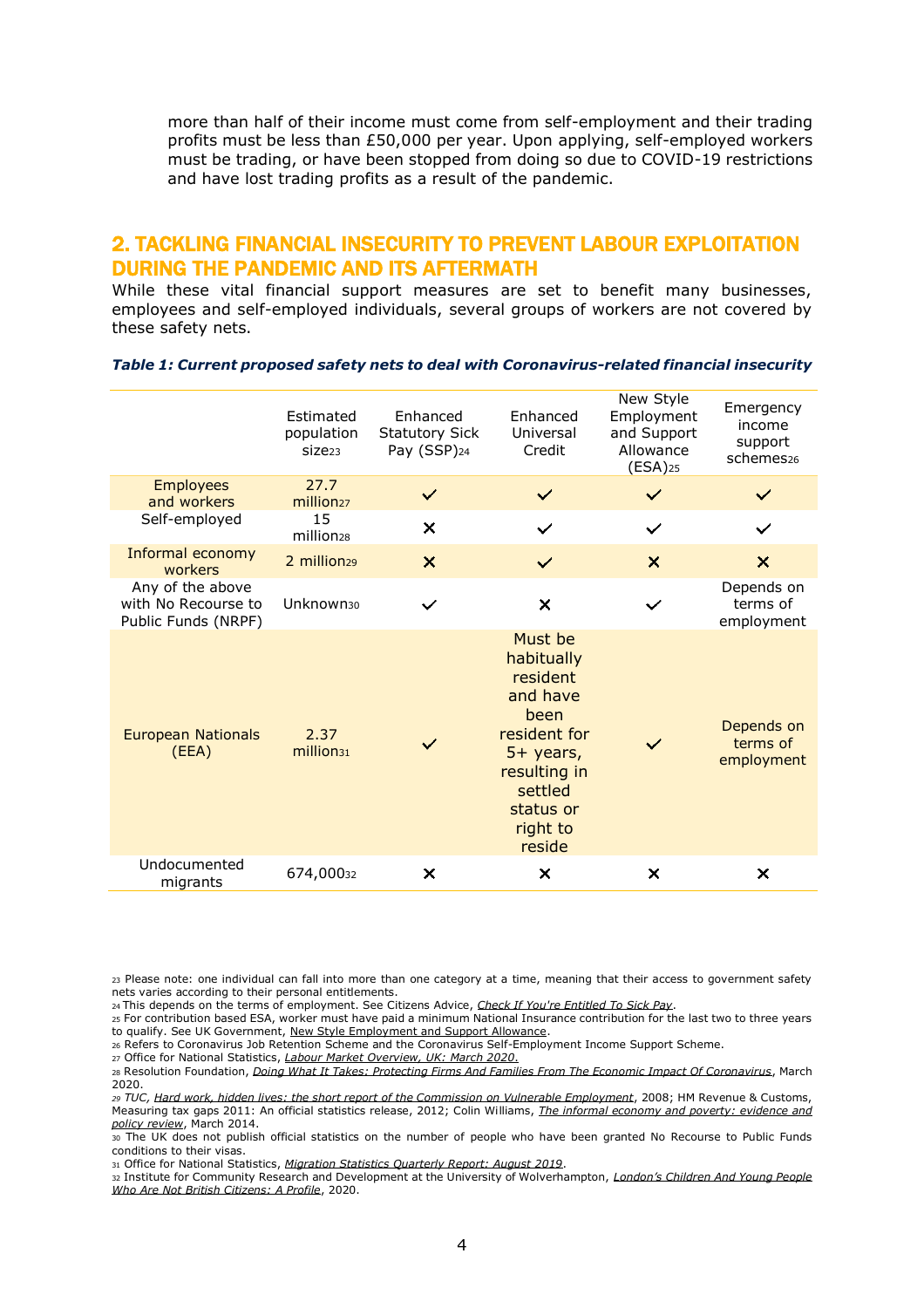more than half of their income must come from self-employment and their trading profits must be less than £50,000 per year. Upon applying, self-employed workers must be trading, or have been stopped from doing so due to COVID-19 restrictions and have lost trading profits as a result of the pandemic.

## 2. TACKLING FINANCIAL INSECURITY TO PREVENT LABOUR EXPLOITATION DURING THE PANDEMIC AND ITS AFTERMATH

While these vital financial support measures are set to benefit many businesses, employees and self-employed individuals, several groups of workers are not covered by these safety nets.

***Table 1: Current proposed safety nets to deal with Coronavirus-related financial insecurity***

| | Estimated population size[23] | Enhanced Statutory Sick Pay (SSP)[24] | Enhanced Universal Credit | New Style Employment and Support Allowance (ESA)[25] | Emergency income support schemes[26] |
|---|---|---|---|---|---|
| Employees and workers | 27.7 million[27] | ✓ | ✓ | ✓ | ✓ |
| Self-employed | 15 million[28] | ✕ | ✓ | ✓ | ✓ |
| Informal economy workers | 2 million[29] | ✕ | ✓ | ✕ | ✕ |
| Any of the above with No Recourse to Public Funds (NRPF) | Unknown[30] | ✓ | ✕ | ✓ | Depends on terms of employment |
| European Nationals (EEA) | 2.37 million[31] | ✓ | Must be habitually resident and have been resident for 5+ years, resulting in settled status or right to reside | ✓ | Depends on terms of employment |
| Undocumented migrants | 674,000[32] | ✕ | ✕ | ✕ | ✕ |

[23] Please note: one individual can fall into more than one category at a time, meaning that their access to government safety nets varies according to their personal entitlements.
[24] This depends on the terms of employment. See Citizens Advice, *Check If You're Entitled To Sick Pay*.
[25] For contribution based ESA, worker must have paid a minimum National Insurance contribution for the last two to three years to qualify. See UK Government, New Style Employment and Support Allowance.
[26] Refers to Coronavirus Job Retention Scheme and the Coronavirus Self-Employment Income Support Scheme.
[27] Office for National Statistics, *Labour Market Overview, UK: March 2020.*
[28] Resolution Foundation, *Doing What It Takes: Protecting Firms And Families From The Economic Impact Of Coronavirus*, March 2020.
[29] *TUC, Hard work, hidden lives: the short report of the Commission on Vulnerable Employment*, 2008; HM Revenue & Customs, Measuring tax gaps 2011: An official statistics release, 2012; Colin Williams, *The informal economy and poverty: evidence and policy review*, March 2014.
[30] The UK does not publish official statistics on the number of people who have been granted No Recourse to Public Funds conditions to their visas.
[31] Office for National Statistics, *Migration Statistics Quarterly Report: August 2019*.
[32] Institute for Community Research and Development at the University of Wolverhampton, *London's Children And Young People Who Are Not British Citizens: A Profile*, 2020.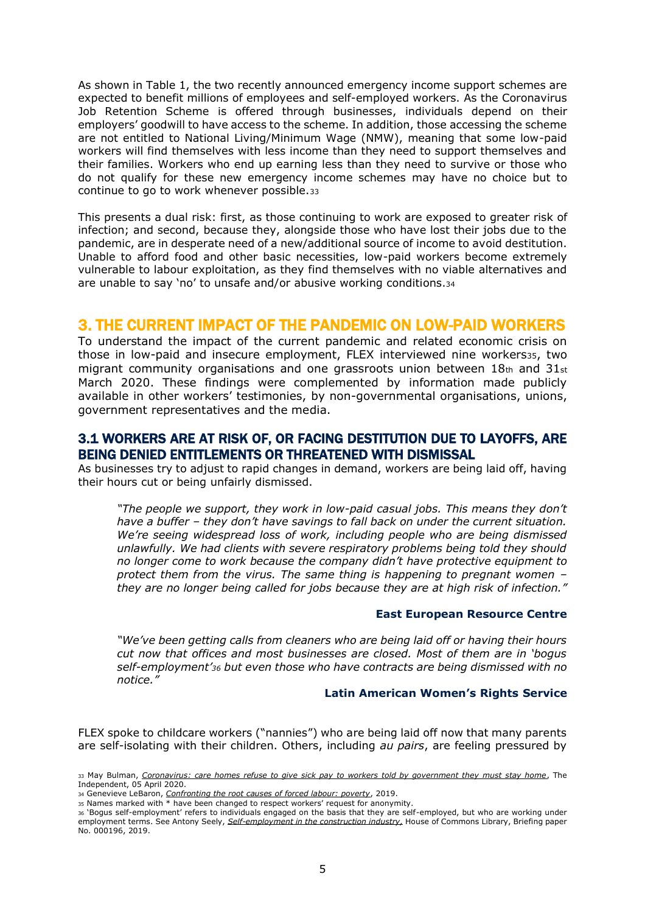As shown in Table 1, the two recently announced emergency income support schemes are expected to benefit millions of employees and self-employed workers. As the Coronavirus Job Retention Scheme is offered through businesses, individuals depend on their employers' goodwill to have access to the scheme. In addition, those accessing the scheme are not entitled to National Living/Minimum Wage (NMW), meaning that some low-paid workers will find themselves with less income than they need to support themselves and their families. Workers who end up earning less than they need to survive or those who do not qualify for these new emergency income schemes may have no choice but to continue to go to work whenever possible.[33]

This presents a dual risk: first, as those continuing to work are exposed to greater risk of infection; and second, because they, alongside those who have lost their jobs due to the pandemic, are in desperate need of a new/additional source of income to avoid destitution. Unable to afford food and other basic necessities, low-paid workers become extremely vulnerable to labour exploitation, as they find themselves with no viable alternatives and are unable to say 'no' to unsafe and/or abusive working conditions.[34]

## 3. THE CURRENT IMPACT OF THE PANDEMIC ON LOW-PAID WORKERS

To understand the impact of the current pandemic and related economic crisis on those in low-paid and insecure employment, FLEX interviewed nine workers[35], two migrant community organisations and one grassroots union between 18th and 31st March 2020. These findings were complemented by information made publicly available in other workers' testimonies, by non-governmental organisations, unions, government representatives and the media.

### 3.1 WORKERS ARE AT RISK OF, OR FACING DESTITUTION DUE TO LAYOFFS, ARE BEING DENIED ENTITLEMENTS OR THREATENED WITH DISMISSAL

As businesses try to adjust to rapid changes in demand, workers are being laid off, having their hours cut or being unfairly dismissed.

> *"The people we support, they work in low-paid casual jobs. This means they don't have a buffer – they don't have savings to fall back on under the current situation. We're seeing widespread loss of work, including people who are being dismissed unlawfully. We had clients with severe respiratory problems being told they should no longer come to work because the company didn't have protective equipment to protect them from the virus. The same thing is happening to pregnant women – they are no longer being called for jobs because they are at high risk of infection."*
>
> **East European Resource Centre**

> *"We've been getting calls from cleaners who are being laid off or having their hours cut now that offices and most businesses are closed. Most of them are in 'bogus self-employment'[36] but even those who have contracts are being dismissed with no notice."*
>
> **Latin American Women's Rights Service**

FLEX spoke to childcare workers ("nannies") who are being laid off now that many parents are self-isolating with their children. Others, including *au pairs*, are feeling pressured by

---

[33] May Bulman, *Coronavirus: care homes refuse to give sick pay to workers told by government they must stay home*, The Independent, 05 April 2020.

[34] Genevieve LeBaron, *Confronting the root causes of forced labour: poverty*, 2019.

[35] Names marked with * have been changed to respect workers' request for anonymity.

[36] 'Bogus self-employment' refers to individuals engaged on the basis that they are self-employed, but who are working under employment terms. See Antony Seely, *Self-employment in the construction industry*, House of Commons Library, Briefing paper No. 000196, 2019.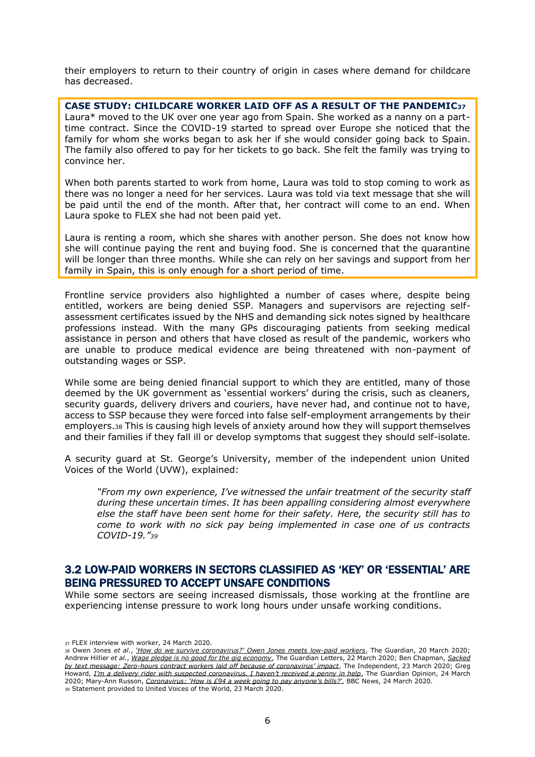their employers to return to their country of origin in cases where demand for childcare has decreased.

**CASE STUDY: CHILDCARE WORKER LAID OFF AS A RESULT OF THE PANDEMIC**[37]

Laura* moved to the UK over one year ago from Spain. She worked as a nanny on a part-time contract. Since the COVID-19 started to spread over Europe she noticed that the family for whom she works began to ask her if she would consider going back to Spain. The family also offered to pay for her tickets to go back. She felt the family was trying to convince her.

When both parents started to work from home, Laura was told to stop coming to work as there was no longer a need for her services. Laura was told via text message that she will be paid until the end of the month. After that, her contract will come to an end. When Laura spoke to FLEX she had not been paid yet.

Laura is renting a room, which she shares with another person. She does not know how she will continue paying the rent and buying food. She is concerned that the quarantine will be longer than three months. While she can rely on her savings and support from her family in Spain, this is only enough for a short period of time.

Frontline service providers also highlighted a number of cases where, despite being entitled, workers are being denied SSP. Managers and supervisors are rejecting self-assessment certificates issued by the NHS and demanding sick notes signed by healthcare professions instead. With the many GPs discouraging patients from seeking medical assistance in person and others that have closed as result of the pandemic, workers who are unable to produce medical evidence are being threatened with non-payment of outstanding wages or SSP.

While some are being denied financial support to which they are entitled, many of those deemed by the UK government as 'essential workers' during the crisis, such as cleaners, security guards, delivery drivers and couriers, have never had, and continue not to have, access to SSP because they were forced into false self-employment arrangements by their employers.[38] This is causing high levels of anxiety around how they will support themselves and their families if they fall ill or develop symptoms that suggest they should self-isolate.

A security guard at St. George's University, member of the independent union United Voices of the World (UVW), explained:

> *"From my own experience, I've witnessed the unfair treatment of the security staff during these uncertain times. It has been appalling considering almost everywhere else the staff have been sent home for their safety. Here, the security still has to come to work with no sick pay being implemented in case one of us contracts COVID-19."*[39]

## 3.2 LOW-PAID WORKERS IN SECTORS CLASSIFIED AS 'KEY' OR 'ESSENTIAL' ARE BEING PRESSURED TO ACCEPT UNSAFE CONDITIONS

While some sectors are seeing increased dismissals, those working at the frontline are experiencing intense pressure to work long hours under unsafe working conditions.

---

[37] FLEX interview with worker, 24 March 2020.

[38] Owen Jones *et al.*, *'How do we survive coronavirus?' Owen Jones meets low-paid workers*, The Guardian, 20 March 2020; Andrew Hillier *et al.*, *Wage pledge is no good for the gig economy*, The Guardian Letters, 22 March 2020; Ben Chapman, *Sacked by text message: Zero-hours contract workers laid off because of coronavirus' impact*, The Independent, 23 March 2020; Greg Howard, *I'm a delivery rider with suspected coronavirus. I haven't received a penny in help*, The Guardian Opinion, 24 March 2020; Mary-Ann Russon, *Coronavirus: 'How is £94 a week going to pay anyone's bills?'*, BBC News, 24 March 2020.

[39] Statement provided to United Voices of the World, 23 March 2020.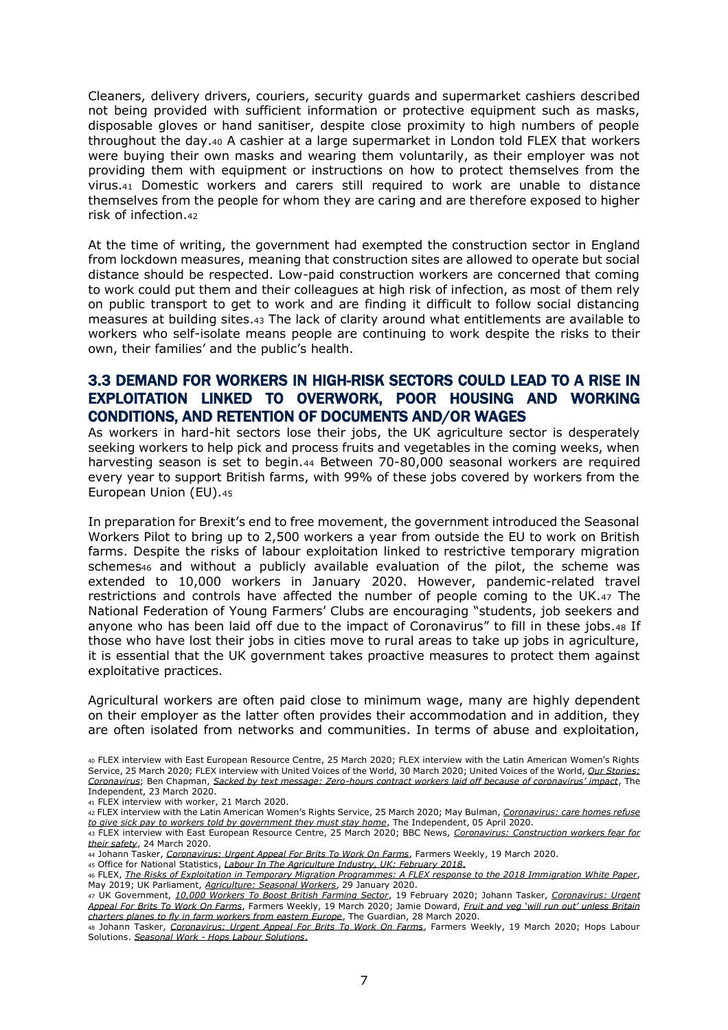Cleaners, delivery drivers, couriers, security guards and supermarket cashiers described not being provided with sufficient information or protective equipment such as masks, disposable gloves or hand sanitiser, despite close proximity to high numbers of people throughout the day.[40] A cashier at a large supermarket in London told FLEX that workers were buying their own masks and wearing them voluntarily, as their employer was not providing them with equipment or instructions on how to protect themselves from the virus.[41] Domestic workers and carers still required to work are unable to distance themselves from the people for whom they are caring and are therefore exposed to higher risk of infection.[42]

At the time of writing, the government had exempted the construction sector in England from lockdown measures, meaning that construction sites are allowed to operate but social distance should be respected. Low-paid construction workers are concerned that coming to work could put them and their colleagues at high risk of infection, as most of them rely on public transport to get to work and are finding it difficult to follow social distancing measures at building sites.[43] The lack of clarity around what entitlements are available to workers who self-isolate means people are continuing to work despite the risks to their own, their families' and the public's health.

### 3.3 DEMAND FOR WORKERS IN HIGH-RISK SECTORS COULD LEAD TO A RISE IN EXPLOITATION LINKED TO OVERWORK, POOR HOUSING AND WORKING CONDITIONS, AND RETENTION OF DOCUMENTS AND/OR WAGES

As workers in hard-hit sectors lose their jobs, the UK agriculture sector is desperately seeking workers to help pick and process fruits and vegetables in the coming weeks, when harvesting season is set to begin.[44] Between 70-80,000 seasonal workers are required every year to support British farms, with 99% of these jobs covered by workers from the European Union (EU).[45]

In preparation for Brexit's end to free movement, the government introduced the Seasonal Workers Pilot to bring up to 2,500 workers a year from outside the EU to work on British farms. Despite the risks of labour exploitation linked to restrictive temporary migration schemes[46] and without a publicly available evaluation of the pilot, the scheme was extended to 10,000 workers in January 2020. However, pandemic-related travel restrictions and controls have affected the number of people coming to the UK.[47] The National Federation of Young Farmers' Clubs are encouraging "students, job seekers and anyone who has been laid off due to the impact of Coronavirus" to fill in these jobs.[48] If those who have lost their jobs in cities move to rural areas to take up jobs in agriculture, it is essential that the UK government takes proactive measures to protect them against exploitative practices.

Agricultural workers are often paid close to minimum wage, many are highly dependent on their employer as the latter often provides their accommodation and in addition, they are often isolated from networks and communities. In terms of abuse and exploitation,

---

[40] FLEX interview with East European Resource Centre, 25 March 2020; FLEX interview with the Latin American Women's Rights Service, 25 March 2020; FLEX interview with United Voices of the World, 30 March 2020; United Voices of the World, *Our Stories: Coronavirus*; Ben Chapman, *Sacked by text message: Zero-hours contract workers laid off because of coronavirus' impact*, The Independent, 23 March 2020.

[41] FLEX interview with worker, 21 March 2020.

[42] FLEX interview with the Latin American Women's Rights Service, 25 March 2020; May Bulman, *Coronavirus: care homes refuse to give sick pay to workers told by government they must stay home*, The Independent, 05 April 2020.

[43] FLEX interview with East European Resource Centre, 25 March 2020; BBC News, *Coronavirus: Construction workers fear for their safety*, 24 March 2020.

[44] Johann Tasker, *Coronavirus: Urgent Appeal For Brits To Work On Farms*, Farmers Weekly, 19 March 2020.

[45] Office for National Statistics, *Labour In The Agriculture Industry, UK: February 2018*.

[46] FLEX, *The Risks of Exploitation in Temporary Migration Programmes: A FLEX response to the 2018 Immigration White Paper*, May 2019; UK Parliament, *Agriculture: Seasonal Workers*, 29 January 2020.

[47] UK Government, *10,000 Workers To Boost British Farming Sector*, 19 February 2020; Johann Tasker, *Coronavirus: Urgent Appeal For Brits To Work On Farms*, Farmers Weekly, 19 March 2020; Jamie Doward, *Fruit and veg 'will run out' unless Britain charters planes to fly in farm workers from eastern Europe*, The Guardian, 28 March 2020.

[48] Johann Tasker, *Coronavirus: Urgent Appeal For Brits To Work On Farms*, Farmers Weekly, 19 March 2020; Hops Labour Solutions. *Seasonal Work - Hops Labour Solutions*.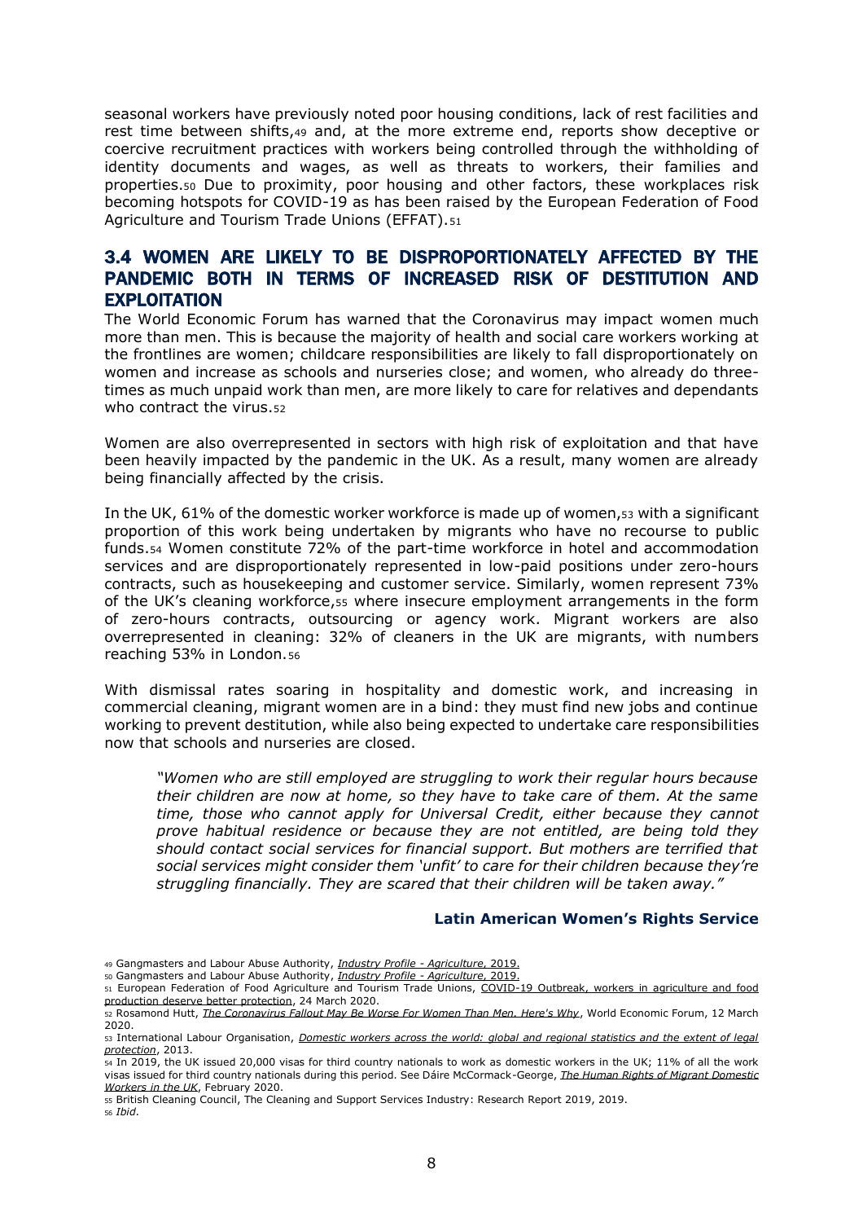seasonal workers have previously noted poor housing conditions, lack of rest facilities and rest time between shifts,[49] and, at the more extreme end, reports show deceptive or coercive recruitment practices with workers being controlled through the withholding of identity documents and wages, as well as threats to workers, their families and properties.[50] Due to proximity, poor housing and other factors, these workplaces risk becoming hotspots for COVID-19 as has been raised by the European Federation of Food Agriculture and Tourism Trade Unions (EFFAT).[51]

## 3.4 WOMEN ARE LIKELY TO BE DISPROPORTIONATELY AFFECTED BY THE PANDEMIC BOTH IN TERMS OF INCREASED RISK OF DESTITUTION AND EXPLOITATION

The World Economic Forum has warned that the Coronavirus may impact women much more than men. This is because the majority of health and social care workers working at the frontlines are women; childcare responsibilities are likely to fall disproportionately on women and increase as schools and nurseries close; and women, who already do three-times as much unpaid work than men, are more likely to care for relatives and dependants who contract the virus.[52]

Women are also overrepresented in sectors with high risk of exploitation and that have been heavily impacted by the pandemic in the UK. As a result, many women are already being financially affected by the crisis.

In the UK, 61% of the domestic worker workforce is made up of women,[53] with a significant proportion of this work being undertaken by migrants who have no recourse to public funds.[54] Women constitute 72% of the part-time workforce in hotel and accommodation services and are disproportionately represented in low-paid positions under zero-hours contracts, such as housekeeping and customer service. Similarly, women represent 73% of the UK's cleaning workforce,[55] where insecure employment arrangements in the form of zero-hours contracts, outsourcing or agency work. Migrant workers are also overrepresented in cleaning: 32% of cleaners in the UK are migrants, with numbers reaching 53% in London.[56]

With dismissal rates soaring in hospitality and domestic work, and increasing in commercial cleaning, migrant women are in a bind: they must find new jobs and continue working to prevent destitution, while also being expected to undertake care responsibilities now that schools and nurseries are closed.

> *"Women who are still employed are struggling to work their regular hours because their children are now at home, so they have to take care of them. At the same time, those who cannot apply for Universal Credit, either because they cannot prove habitual residence or because they are not entitled, are being told they should contact social services for financial support. But mothers are terrified that social services might consider them 'unfit' to care for their children because they're struggling financially. They are scared that their children will be taken away."*
>
> **Latin American Women's Rights Service**

---

[49] Gangmasters and Labour Abuse Authority, *Industry Profile - Agriculture*, 2019.

[50] Gangmasters and Labour Abuse Authority, *Industry Profile - Agriculture*, 2019.

[51] European Federation of Food Agriculture and Tourism Trade Unions, COVID-19 Outbreak, workers in agriculture and food production deserve better protection, 24 March 2020.

[52] Rosamond Hutt, *The Coronavirus Fallout May Be Worse For Women Than Men. Here's Why*, World Economic Forum, 12 March 2020.

[53] International Labour Organisation, *Domestic workers across the world: global and regional statistics and the extent of legal protection*, 2013.

[54] In 2019, the UK issued 20,000 visas for third country nationals to work as domestic workers in the UK; 11% of all the work visas issued for third country nationals during this period. See Dáire McCormack-George, *The Human Rights of Migrant Domestic Workers in the UK*, February 2020.

[55] British Cleaning Council, The Cleaning and Support Services Industry: Research Report 2019, 2019.

[56] *Ibid*.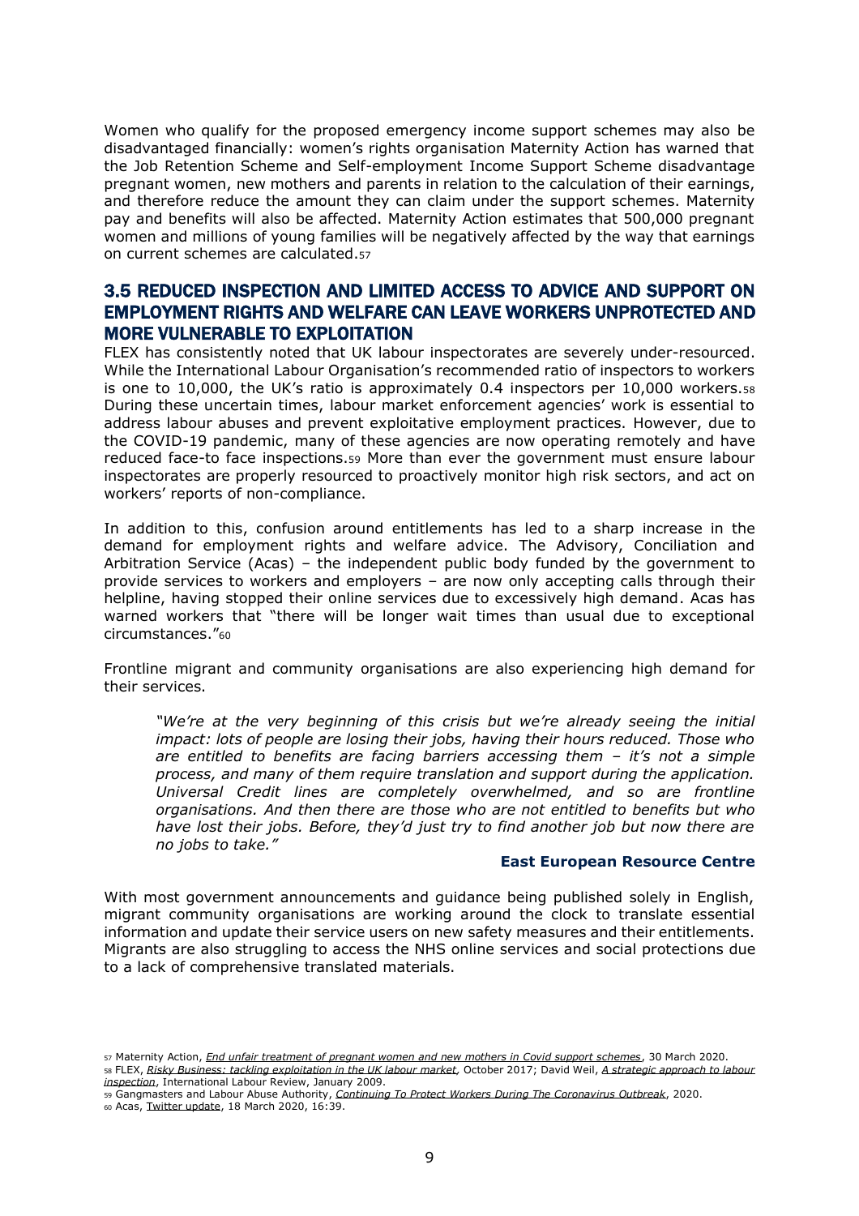Women who qualify for the proposed emergency income support schemes may also be disadvantaged financially: women's rights organisation Maternity Action has warned that the Job Retention Scheme and Self-employment Income Support Scheme disadvantage pregnant women, new mothers and parents in relation to the calculation of their earnings, and therefore reduce the amount they can claim under the support schemes. Maternity pay and benefits will also be affected. Maternity Action estimates that 500,000 pregnant women and millions of young families will be negatively affected by the way that earnings on current schemes are calculated.[57]

## 3.5 REDUCED INSPECTION AND LIMITED ACCESS TO ADVICE AND SUPPORT ON EMPLOYMENT RIGHTS AND WELFARE CAN LEAVE WORKERS UNPROTECTED AND MORE VULNERABLE TO EXPLOITATION

FLEX has consistently noted that UK labour inspectorates are severely under-resourced. While the International Labour Organisation's recommended ratio of inspectors to workers is one to 10,000, the UK's ratio is approximately 0.4 inspectors per 10,000 workers.[58] During these uncertain times, labour market enforcement agencies' work is essential to address labour abuses and prevent exploitative employment practices. However, due to the COVID-19 pandemic, many of these agencies are now operating remotely and have reduced face-to face inspections.[59] More than ever the government must ensure labour inspectorates are properly resourced to proactively monitor high risk sectors, and act on workers' reports of non-compliance.

In addition to this, confusion around entitlements has led to a sharp increase in the demand for employment rights and welfare advice. The Advisory, Conciliation and Arbitration Service (Acas) – the independent public body funded by the government to provide services to workers and employers – are now only accepting calls through their helpline, having stopped their online services due to excessively high demand. Acas has warned workers that "there will be longer wait times than usual due to exceptional circumstances."[60]

Frontline migrant and community organisations are also experiencing high demand for their services.

> *"We're at the very beginning of this crisis but we're already seeing the initial impact: lots of people are losing their jobs, having their hours reduced. Those who are entitled to benefits are facing barriers accessing them – it's not a simple process, and many of them require translation and support during the application. Universal Credit lines are completely overwhelmed, and so are frontline organisations. And then there are those who are not entitled to benefits but who have lost their jobs. Before, they'd just try to find another job but now there are no jobs to take."*
>
> **East European Resource Centre**

With most government announcements and guidance being published solely in English, migrant community organisations are working around the clock to translate essential information and update their service users on new safety measures and their entitlements. Migrants are also struggling to access the NHS online services and social protections due to a lack of comprehensive translated materials.

---

[57] Maternity Action, *End unfair treatment of pregnant women and new mothers in Covid support schemes*, 30 March 2020.
[58] FLEX, *Risky Business: tackling exploitation in the UK labour market*, October 2017; David Weil, *A strategic approach to labour inspection*, International Labour Review, January 2009.
[59] Gangmasters and Labour Abuse Authority, *Continuing To Protect Workers During The Coronavirus Outbreak*, 2020.
[60] Acas, Twitter update, 18 March 2020, 16:39.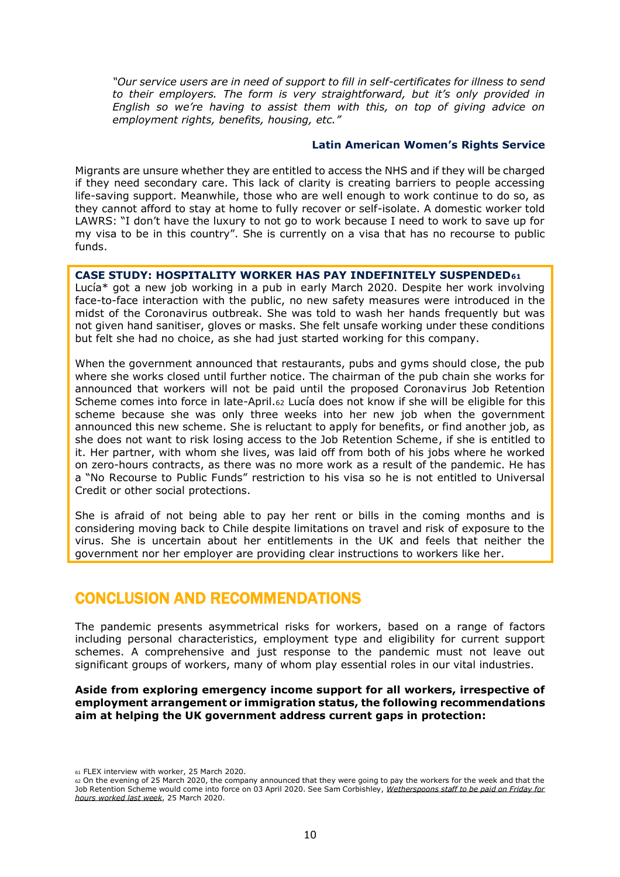*"Our service users are in need of support to fill in self-certificates for illness to send to their employers. The form is very straightforward, but it's only provided in English so we're having to assist them with this, on top of giving advice on employment rights, benefits, housing, etc."*

**Latin American Women's Rights Service**

Migrants are unsure whether they are entitled to access the NHS and if they will be charged if they need secondary care. This lack of clarity is creating barriers to people accessing life-saving support. Meanwhile, those who are well enough to work continue to do so, as they cannot afford to stay at home to fully recover or self-isolate. A domestic worker told LAWRS: "I don't have the luxury to not go to work because I need to work to save up for my visa to be in this country". She is currently on a visa that has no recourse to public funds.

**CASE STUDY: HOSPITALITY WORKER HAS PAY INDEFINITELY SUSPENDED**[61]

Lucía* got a new job working in a pub in early March 2020. Despite her work involving face-to-face interaction with the public, no new safety measures were introduced in the midst of the Coronavirus outbreak. She was told to wash her hands frequently but was not given hand sanitiser, gloves or masks. She felt unsafe working under these conditions but felt she had no choice, as she had just started working for this company.

When the government announced that restaurants, pubs and gyms should close, the pub where she works closed until further notice. The chairman of the pub chain she works for announced that workers will not be paid until the proposed Coronavirus Job Retention Scheme comes into force in late-April.[62] Lucía does not know if she will be eligible for this scheme because she was only three weeks into her new job when the government announced this new scheme. She is reluctant to apply for benefits, or find another job, as she does not want to risk losing access to the Job Retention Scheme, if she is entitled to it. Her partner, with whom she lives, was laid off from both of his jobs where he worked on zero-hours contracts, as there was no more work as a result of the pandemic. He has a "No Recourse to Public Funds" restriction to his visa so he is not entitled to Universal Credit or other social protections.

She is afraid of not being able to pay her rent or bills in the coming months and is considering moving back to Chile despite limitations on travel and risk of exposure to the virus. She is uncertain about her entitlements in the UK and feels that neither the government nor her employer are providing clear instructions to workers like her.

## CONCLUSION AND RECOMMENDATIONS

The pandemic presents asymmetrical risks for workers, based on a range of factors including personal characteristics, employment type and eligibility for current support schemes. A comprehensive and just response to the pandemic must not leave out significant groups of workers, many of whom play essential roles in our vital industries.

**Aside from exploring emergency income support for all workers, irrespective of employment arrangement or immigration status, the following recommendations aim at helping the UK government address current gaps in protection:**

---

[61] FLEX interview with worker, 25 March 2020.

[62] On the evening of 25 March 2020, the company announced that they were going to pay the workers for the week and that the Job Retention Scheme would come into force on 03 April 2020. See Sam Corbishley, *Wetherspoons staff to be paid on Friday for hours worked last week*, 25 March 2020.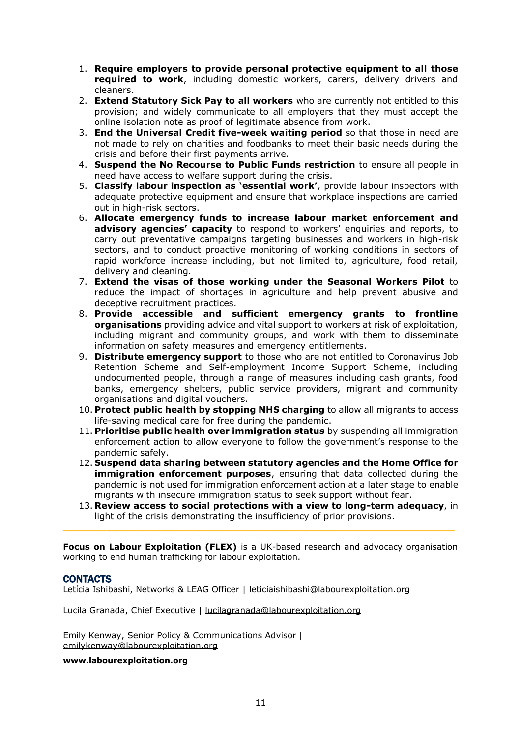1. **Require employers to provide personal protective equipment to all those required to work**, including domestic workers, carers, delivery drivers and cleaners.
2. **Extend Statutory Sick Pay to all workers** who are currently not entitled to this provision; and widely communicate to all employers that they must accept the online isolation note as proof of legitimate absence from work.
3. **End the Universal Credit five-week waiting period** so that those in need are not made to rely on charities and foodbanks to meet their basic needs during the crisis and before their first payments arrive.
4. **Suspend the No Recourse to Public Funds restriction** to ensure all people in need have access to welfare support during the crisis.
5. **Classify labour inspection as 'essential work'**, provide labour inspectors with adequate protective equipment and ensure that workplace inspections are carried out in high-risk sectors.
6. **Allocate emergency funds to increase labour market enforcement and advisory agencies' capacity** to respond to workers' enquiries and reports, to carry out preventative campaigns targeting businesses and workers in high-risk sectors, and to conduct proactive monitoring of working conditions in sectors of rapid workforce increase including, but not limited to, agriculture, food retail, delivery and cleaning.
7. **Extend the visas of those working under the Seasonal Workers Pilot** to reduce the impact of shortages in agriculture and help prevent abusive and deceptive recruitment practices.
8. **Provide accessible and sufficient emergency grants to frontline organisations** providing advice and vital support to workers at risk of exploitation, including migrant and community groups, and work with them to disseminate information on safety measures and emergency entitlements.
9. **Distribute emergency support** to those who are not entitled to Coronavirus Job Retention Scheme and Self-employment Income Support Scheme, including undocumented people, through a range of measures including cash grants, food banks, emergency shelters, public service providers, migrant and community organisations and digital vouchers.
10. **Protect public health by stopping NHS charging** to allow all migrants to access life-saving medical care for free during the pandemic.
11. **Prioritise public health over immigration status** by suspending all immigration enforcement action to allow everyone to follow the government's response to the pandemic safely.
12. **Suspend data sharing between statutory agencies and the Home Office for immigration enforcement purposes**, ensuring that data collected during the pandemic is not used for immigration enforcement action at a later stage to enable migrants with insecure immigration status to seek support without fear.
13. **Review access to social protections with a view to long-term adequacy**, in light of the crisis demonstrating the insufficiency of prior provisions.

---

**Focus on Labour Exploitation (FLEX)** is a UK-based research and advocacy organisation working to end human trafficking for labour exploitation.

## CONTACTS

Letícia Ishibashi, Networks & LEAG Officer | leticiaishibashi@labourexploitation.org

Lucila Granada, Chief Executive | lucilagranada@labourexploitation.org

Emily Kenway, Senior Policy & Communications Advisor | emilykenway@labourexploitation.org

**www.labourexploitation.org**